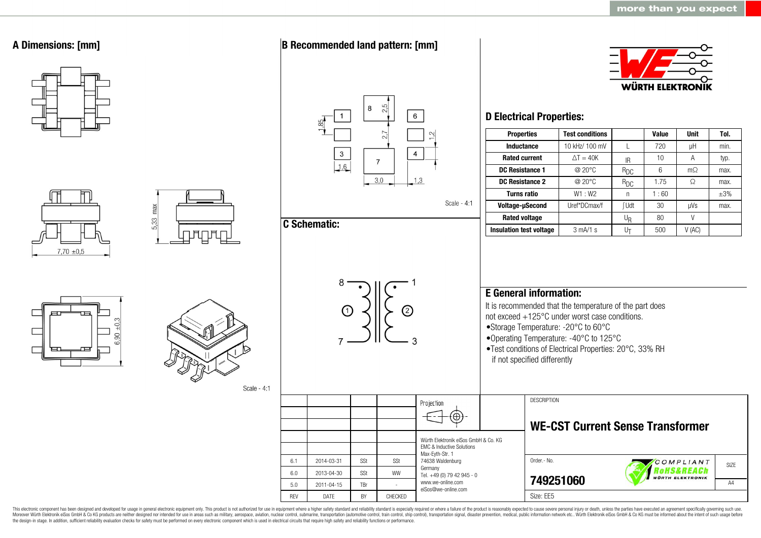more than you expect

## A Dimensions: [mm]

7,70 ±0,5

5,33 max

6,90 ±0,3

Scale - 4:1

## B Recommended land pattern: [mm]

1.85, 2,5, 2,7, 1,2, 1,6, 3,0, 1,3

Scale - 4:1

## C Schematic:

8, 1, 7, 3, (1), (2)

WÜRTH ELEKTRONIK

## D Electrical Properties:

| Properties | Test conditions | | Value | Unit | Tol. |
|---|---|---|---|---|---|
| Inductance | 10 kHz/ 100 mV | L | 720 | µH | min. |
| Rated current | ΔT = 40K | $I_R$ | 10 | A | typ. |
| DC Resistance 1 | @ 20°C | $R_{DC}$ | 6 | mΩ | max. |
| DC Resistance 2 | @ 20°C | $R_{DC}$ | 1.75 | Ω | max. |
| Turns ratio | W1 : W2 | n | 1 : 60 | | ±3% |
| Voltage-µSecond | Uref*DCmax/f | ∫Udt | 30 | µVs | max. |
| Rated voltage | | $U_R$ | 80 | V | |
| Insulation test voltage | 3 mA/1 s | $U_T$ | 500 | V (AC) | |

## E General information:

It is recommended that the temperature of the part does not exceed +125°C under worst case conditions.

- Storage Temperature: -20°C to 60°C
- Operating Temperature: -40°C to 125°C
- Test conditions of Electrical Properties: 20°C, 33% RH if not specified differently

| | | | | Projection |
|---|---|---|---|---|
| 6.1 | 2014-03-31 | SSt | SSt | |
| 6.0 | 2013-04-30 | SSt | WW | |
| 5.0 | 2011-04-15 | TBr | - | |
| REV | DATE | BY | CHECKED | |

Würth Elektronik eiSos GmbH & Co. KG
EMC & Inductive Solutions
Max-Eyth-Str. 1
74638 Waldenburg
Germany
Tel. +49 (0) 79 42 945 - 0
www.we-online.com
eiSos@we-online.com

DESCRIPTION

**WE-CST Current Sense Transformer**

Order.- No.

**749251060**

COMPLIANT RoHS&REACh WÜRTH ELEKTRONIK

SIZE: A4

Size: EE5

This electronic component has been designed and developed for usage in general electronic equipment only. This product is not authorized for use in equipment where a higher safety standard and reliability standard is especially required or where a failure of the product is reasonably expected to cause severe personal injury or death, unless the parties have executed an agreement specifically governing such use. Moreover Würth Elektronik eiSos GmbH & Co KG products are neither designed nor intended for use in areas such as military, aerospace, aviation, nuclear control, submarine, transportation (automotive control, train control, ship control), transportation signal, disaster prevention, medical, public information network etc.. Würth Elektronik eiSos GmbH & Co KG must be informed about the intent of such usage before the design-in stage. In addition, sufficient reliability evaluation checks for safety must be performed on every electronic component which is used in electrical circuits that require high safety and reliability functions or performance.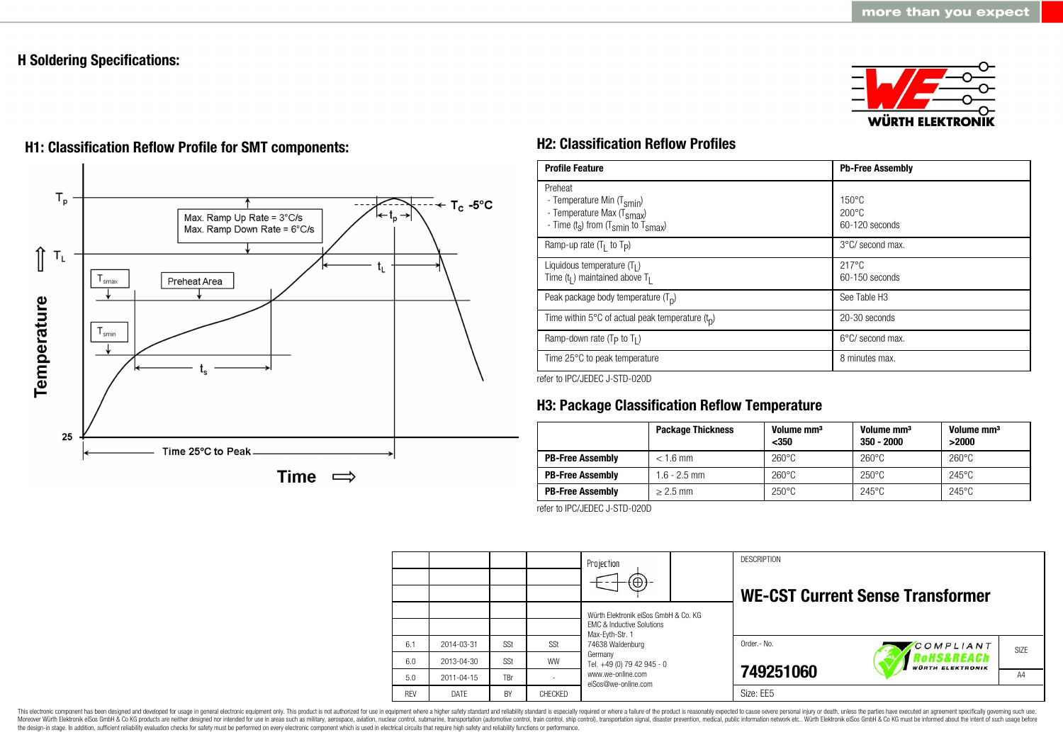## H Soldering Specifications:

### H1: Classification Reflow Profile for SMT components:

Max. Ramp Up Rate = 3°C/s
Max. Ramp Down Rate = 6°C/s

$T_p$, $T_L$, $T_{smax}$, $T_{smin}$, Preheat Area, $t_p$, $t_L$, $t_s$, $T_C$ -5°C, 25, Time 25°C to Peak, Temperature, Time

### H2: Classification Reflow Profiles

| Profile Feature | Pb-Free Assembly |
|---|---|
| Preheat<br>- Temperature Min ($T_{smin}$)<br>- Temperature Max ($T_{smax}$)<br>- Time ($t_s$) from ($T_{smin}$ to $T_{smax}$) | <br>150°C<br>200°C<br>60-120 seconds |
| Ramp-up rate ($T_L$ to $T_P$) | 3°C/ second max. |
| Liquidous temperature ($T_L$)<br>Time ($t_L$) maintained above $T_L$ | 217°C<br>60-150 seconds |
| Peak package body temperature ($T_p$) | See Table H3 |
| Time within 5°C of actual peak temperature ($t_p$) | 20-30 seconds |
| Ramp-down rate ($T_P$ to $T_L$) | 6°C/ second max. |
| Time 25°C to peak temperature | 8 minutes max. |

refer to IPC/JEDEC J-STD-020D

### H3: Package Classification Reflow Temperature

| | Package Thickness | Volume mm³ <350 | Volume mm³ 350 - 2000 | Volume mm³ >2000 |
|---|---|---|---|---|
| **PB-Free Assembly** | < 1.6 mm | 260°C | 260°C | 260°C |
| **PB-Free Assembly** | 1.6 - 2.5 mm | 260°C | 250°C | 245°C |
| **PB-Free Assembly** | ≥ 2.5 mm | 250°C | 245°C | 245°C |

refer to IPC/JEDEC J-STD-020D

| | | | | Projection |
|---|---|---|---|---|
| 6.1 | 2014-03-31 | SSt | SSt | |
| 6.0 | 2013-04-30 | SSt | WW | |
| 5.0 | 2011-04-15 | TBr | - | |
| REV | DATE | BY | CHECKED | |

Würth Elektronik eiSos GmbH & Co. KG
EMC & Inductive Solutions
Max-Eyth-Str. 1
74638 Waldenburg
Germany
Tel. +49 (0) 79 42 945 - 0
www.we-online.com
eiSos@we-online.com

DESCRIPTION

**WE-CST Current Sense Transformer**

Order.- No.

**749251060**

Size: EE5

SIZE: A4

This electronic component has been designed and developed for usage in general electronic equipment only. This product is not authorized for use in equipment where a higher safety standard and reliability standard is especially required or where a failure of the product is reasonably expected to cause severe personal injury or death, unless the parties have executed an agreement specifically governing such use. Moreover Würth Elektronik eiSos GmbH & Co KG products are neither designed nor intended for use in areas such as military, aerospace, aviation, nuclear control, submarine, transportation (automotive control, train control, ship control), transportation signal, disaster prevention, medical, public information network etc.. Würth Elektronik eiSos GmbH & Co KG must be informed about the intent of such usage before the design-in stage. In addition, sufficient reliability evaluation checks for safety must be performed on every electronic component which is used in electrical circuits that require high safety and reliability functions or performance.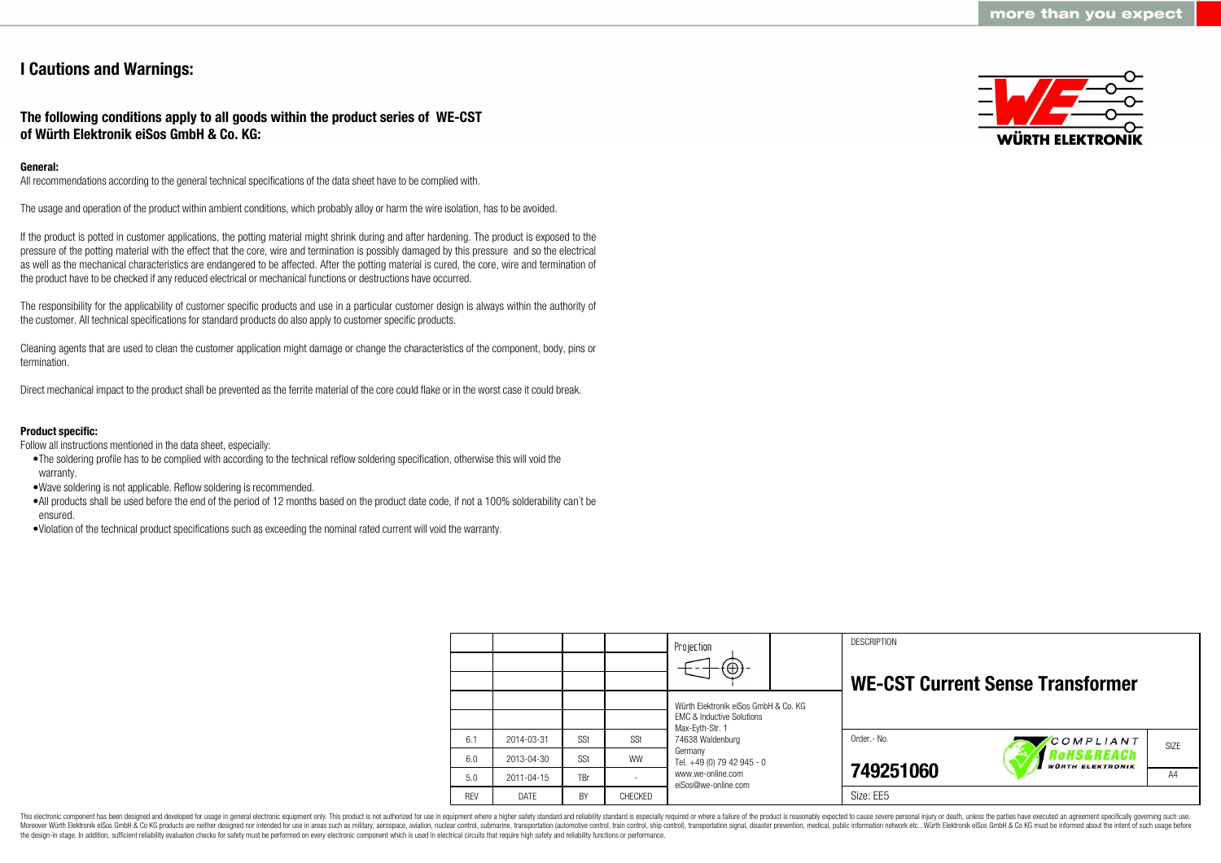# I Cautions and Warnings:

## The following conditions apply to all goods within the product series of WE-CST of Würth Elektronik eiSos GmbH & Co. KG:

**General:**

All recommendations according to the general technical specifications of the data sheet have to be complied with.

The usage and operation of the product within ambient conditions, which probably alloy or harm the wire isolation, has to be avoided.

If the product is potted in customer applications, the potting material might shrink during and after hardening. The product is exposed to the pressure of the potting material with the effect that the core, wire and termination is possibly damaged by this pressure and so the electrical as well as the mechanical characteristics are endangered to be affected. After the potting material is cured, the core, wire and termination of the product have to be checked if any reduced electrical or mechanical functions or destructions have occurred.

The responsibility for the applicability of customer specific products and use in a particular customer design is always within the authority of the customer. All technical specifications for standard products do also apply to customer specific products.

Cleaning agents that are used to clean the customer application might damage or change the characteristics of the component, body, pins or termination.

Direct mechanical impact to the product shall be prevented as the ferrite material of the core could flake or in the worst case it could break.

**Product specific:**

Follow all instructions mentioned in the data sheet, especially:

- The soldering profile has to be complied with according to the technical reflow soldering specification, otherwise this will void the warranty.
- Wave soldering is not applicable. Reflow soldering is recommended.
- All products shall be used before the end of the period of 12 months based on the product date code, if not a 100% solderability can´t be ensured.
- Violation of the technical product specifications such as exceeding the nominal rated current will void the warranty.

| REV | DATE | BY | CHECKED |
|---|---|---|---|
| 6.1 | 2014-03-31 | SSt | SSt |
| 6.0 | 2013-04-30 | SSt | WW |
| 5.0 | 2011-04-15 | TBr | - |

Würth Elektronik eiSos GmbH & Co. KG
EMC & Inductive Solutions
Max-Eyth-Str. 1
74638 Waldenburg
Germany
Tel. +49 (0) 79 42 945 - 0
www.we-online.com
eiSos@we-online.com

DESCRIPTION

**WE-CST Current Sense Transformer**

Order.- No. **749251060**

SIZE A4

Size: EE5

This electronic component has been designed and developed for usage in general electronic equipment only. This product is not authorized for use in equipment where a higher safety standard and reliability standard is especially required or where a failure of the product is reasonably expected to cause severe personal injury or death, unless the parties have executed an agreement specifically governing such use. Moreover Würth Elektronik eiSos GmbH & Co KG products are neither designed nor intended for use in areas such as military, aerospace, aviation, nuclear control, submarine, transportation (automotive control, train control, ship control), transportation signal, disaster prevention, medical, public information network etc.. Würth Elektronik eiSos GmbH & Co KG must be informed about the intent of such usage before the design-in stage. In addition, sufficient reliability evaluation checks for safety must be performed on every electronic component which is used in electrical circuits that require high safety and reliability functions or performance.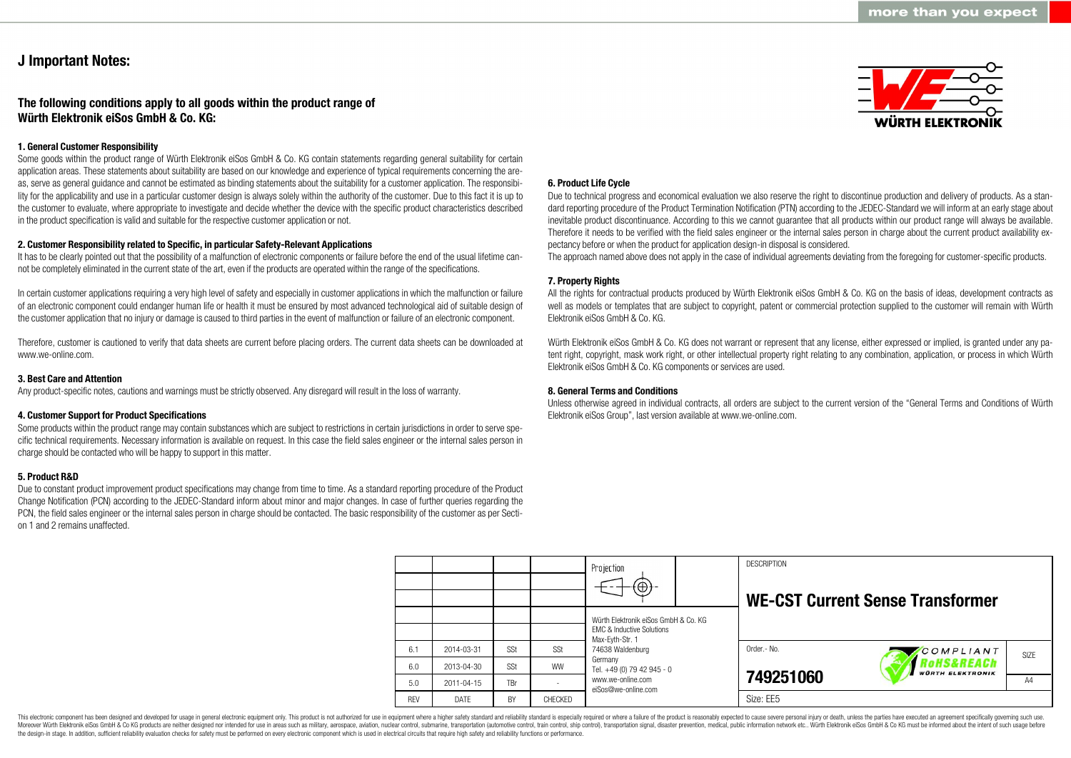## J Important Notes:

### The following conditions apply to all goods within the product range of Würth Elektronik eiSos GmbH & Co. KG:

**1. General Customer Responsibility**

Some goods within the product range of Würth Elektronik eiSos GmbH & Co. KG contain statements regarding general suitability for certain application areas. These statements about suitability are based on our knowledge and experience of typical requirements concerning the areas, serve as general guidance and cannot be estimated as binding statements about the suitability for a customer application. The responsibility for the applicability and use in a particular customer design is always solely within the authority of the customer. Due to this fact it is up to the customer to evaluate, where appropriate to investigate and decide whether the device with the specific product characteristics described in the product specification is valid and suitable for the respective customer application or not.

**2. Customer Responsibility related to Specific, in particular Safety-Relevant Applications**

It has to be clearly pointed out that the possibility of a malfunction of electronic components or failure before the end of the usual lifetime cannot be completely eliminated in the current state of the art, even if the products are operated within the range of the specifications.

In certain customer applications requiring a very high level of safety and especially in customer applications in which the malfunction or failure of an electronic component could endanger human life or health it must be ensured by most advanced technological aid of suitable design of the customer application that no injury or damage is caused to third parties in the event of malfunction or failure of an electronic component.

Therefore, customer is cautioned to verify that data sheets are current before placing orders. The current data sheets can be downloaded at www.we-online.com.

**3. Best Care and Attention**

Any product-specific notes, cautions and warnings must be strictly observed. Any disregard will result in the loss of warranty.

**4. Customer Support for Product Specifications**

Some products within the product range may contain substances which are subject to restrictions in certain jurisdictions in order to serve specific technical requirements. Necessary information is available on request. In this case the field sales engineer or the internal sales person in charge should be contacted who will be happy to support in this matter.

**5. Product R&D**

Due to constant product improvement product specifications may change from time to time. As a standard reporting procedure of the Product Change Notification (PCN) according to the JEDEC-Standard inform about minor and major changes. In case of further queries regarding the PCN, the field sales engineer or the internal sales person in charge should be contacted. The basic responsibility of the customer as per Section 1 and 2 remains unaffected.

**6. Product Life Cycle**

Due to technical progress and economical evaluation we also reserve the right to discontinue production and delivery of products. As a standard reporting procedure of the Product Termination Notification (PTN) according to the JEDEC-Standard we will inform at an early stage about inevitable product discontinuance. According to this we cannot guarantee that all products within our product range will always be available. Therefore it needs to be verified with the field sales engineer or the internal sales person in charge about the current product availability expectancy before or when the product for application design-in disposal is considered.

The approach named above does not apply in the case of individual agreements deviating from the foregoing for customer-specific products.

**7. Property Rights**

All the rights for contractual products produced by Würth Elektronik eiSos GmbH & Co. KG on the basis of ideas, development contracts as well as models or templates that are subject to copyright, patent or commercial protection supplied to the customer will remain with Würth Elektronik eiSos GmbH & Co. KG.

Würth Elektronik eiSos GmbH & Co. KG does not warrant or represent that any license, either expressed or implied, is granted under any patent right, copyright, mask work right, or other intellectual property right relating to any combination, application, or process in which Würth Elektronik eiSos GmbH & Co. KG components or services are used.

**8. General Terms and Conditions**

Unless otherwise agreed in individual contracts, all orders are subject to the current version of the "General Terms and Conditions of Würth Elektronik eiSos Group", last version available at www.we-online.com.

| REV | DATE | BY | CHECKED |
|---|---|---|---|
| 6.1 | 2014-03-31 | SSt | SSt |
| 6.0 | 2013-04-30 | SSt | WW |
| 5.0 | 2011-04-15 | TBr | - |

Projection

Würth Elektronik eiSos GmbH & Co. KG
EMC & Inductive Solutions
Max-Eyth-Str. 1
74638 Waldenburg
Germany
Tel. +49 (0) 79 42 945 - 0
www.we-online.com
eiSos@we-online.com

DESCRIPTION

**WE-CST Current Sense Transformer**

Order.- No. **749251060**

COMPLIANT RoHS&REACh WÜRTH ELEKTRONIK

SIZE A4

Size: EE5

This electronic component has been designed and developed for usage in general electronic equipment only. This product is not authorized for use in equipment where a higher safety standard and reliability standard is especially required or where a failure of the product is reasonably expected to cause severe personal injury or death, unless the parties have executed an agreement specifically governing such use. Moreover Würth Elektronik eiSos GmbH & Co KG products are neither designed nor intended for use in areas such as military, aerospace, aviation, nuclear control, submarine, transportation (automotive control, train control, ship control), transportation signal, disaster prevention, medical, public information network etc.. Würth Elektronik eiSos GmbH & Co KG must be informed about the intent of such usage before the design-in stage. In addition, sufficient reliability evaluation checks for safety must be performed on every electronic component which is used in electrical circuits that require high safety and reliability functions or performance.